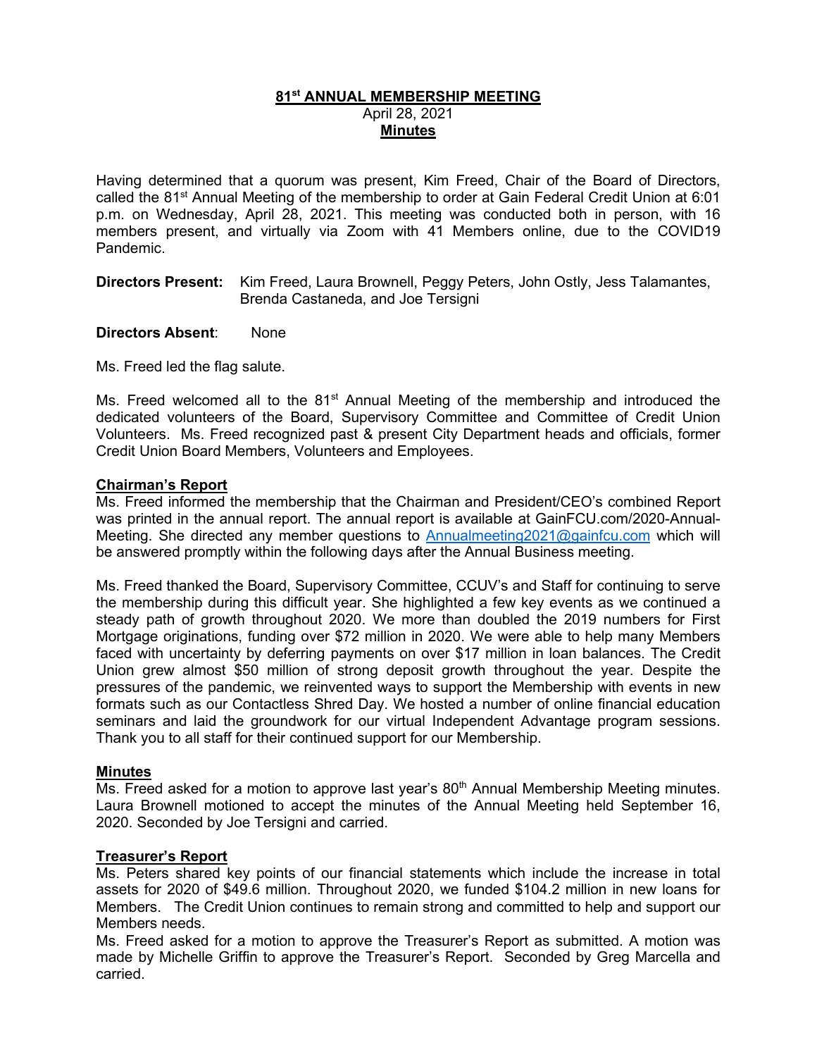# 81st ANNUAL MEMBERSHIP MEETING

April 28, 2021

**Minutes**

Having determined that a quorum was present, Kim Freed, Chair of the Board of Directors, called the 81st Annual Meeting of the membership to order at Gain Federal Credit Union at 6:01 p.m. on Wednesday, April 28, 2021. This meeting was conducted both in person, with 16 members present, and virtually via Zoom with 41 Members online, due to the COVID19 Pandemic.

**Directors Present:** Kim Freed, Laura Brownell, Peggy Peters, John Ostly, Jess Talamantes, Brenda Castaneda, and Joe Tersigni

**Directors Absent**: None

Ms. Freed led the flag salute.

Ms. Freed welcomed all to the 81st Annual Meeting of the membership and introduced the dedicated volunteers of the Board, Supervisory Committee and Committee of Credit Union Volunteers. Ms. Freed recognized past & present City Department heads and officials, former Credit Union Board Members, Volunteers and Employees.

## Chairman's Report

Ms. Freed informed the membership that the Chairman and President/CEO's combined Report was printed in the annual report. The annual report is available at GainFCU.com/2020-Annual-Meeting. She directed any member questions to Annualmeeting2021@gainfcu.com which will be answered promptly within the following days after the Annual Business meeting.

Ms. Freed thanked the Board, Supervisory Committee, CCUV's and Staff for continuing to serve the membership during this difficult year. She highlighted a few key events as we continued a steady path of growth throughout 2020. We more than doubled the 2019 numbers for First Mortgage originations, funding over $72 million in 2020. We were able to help many Members faced with uncertainty by deferring payments on over $17 million in loan balances. The Credit Union grew almost $50 million of strong deposit growth throughout the year. Despite the pressures of the pandemic, we reinvented ways to support the Membership with events in new formats such as our Contactless Shred Day. We hosted a number of online financial education seminars and laid the groundwork for our virtual Independent Advantage program sessions. Thank you to all staff for their continued support for our Membership.

## Minutes

Ms. Freed asked for a motion to approve last year's 80th Annual Membership Meeting minutes. Laura Brownell motioned to accept the minutes of the Annual Meeting held September 16, 2020. Seconded by Joe Tersigni and carried.

## Treasurer's Report

Ms. Peters shared key points of our financial statements which include the increase in total assets for 2020 of $49.6 million. Throughout 2020, we funded $104.2 million in new loans for Members. The Credit Union continues to remain strong and committed to help and support our Members needs.

Ms. Freed asked for a motion to approve the Treasurer's Report as submitted. A motion was made by Michelle Griffin to approve the Treasurer's Report. Seconded by Greg Marcella and carried.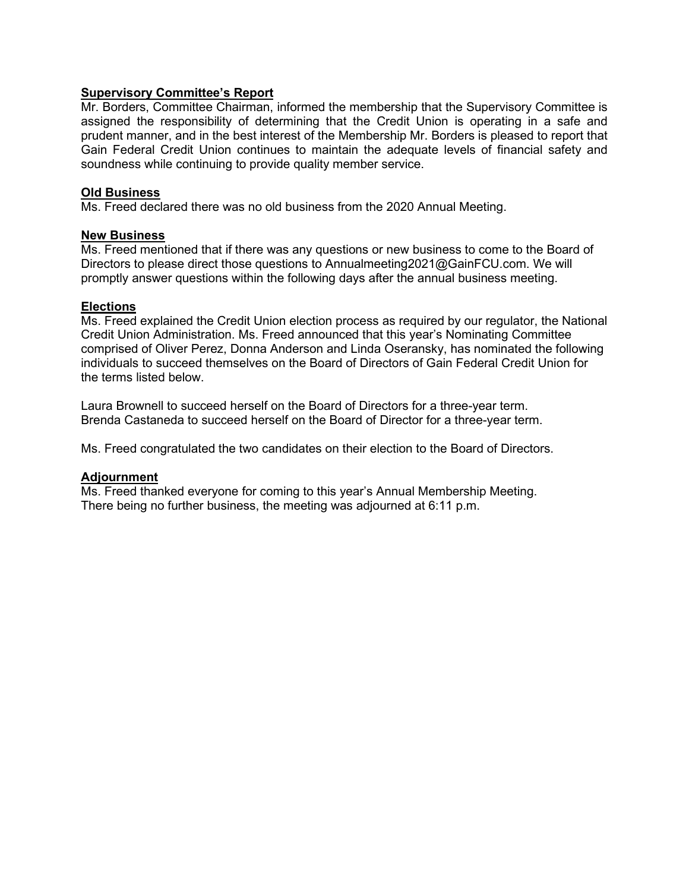**Supervisory Committee's Report**

Mr. Borders, Committee Chairman, informed the membership that the Supervisory Committee is assigned the responsibility of determining that the Credit Union is operating in a safe and prudent manner, and in the best interest of the Membership Mr. Borders is pleased to report that Gain Federal Credit Union continues to maintain the adequate levels of financial safety and soundness while continuing to provide quality member service.

**Old Business**

Ms. Freed declared there was no old business from the 2020 Annual Meeting.

**New Business**

Ms. Freed mentioned that if there was any questions or new business to come to the Board of Directors to please direct those questions to Annualmeeting2021@GainFCU.com. We will promptly answer questions within the following days after the annual business meeting.

**Elections**

Ms. Freed explained the Credit Union election process as required by our regulator, the National Credit Union Administration. Ms. Freed announced that this year's Nominating Committee comprised of Oliver Perez, Donna Anderson and Linda Oseransky, has nominated the following individuals to succeed themselves on the Board of Directors of Gain Federal Credit Union for the terms listed below.

Laura Brownell to succeed herself on the Board of Directors for a three-year term.
Brenda Castaneda to succeed herself on the Board of Director for a three-year term.

Ms. Freed congratulated the two candidates on their election to the Board of Directors.

**Adjournment**

Ms. Freed thanked everyone for coming to this year's Annual Membership Meeting.
There being no further business, the meeting was adjourned at 6:11 p.m.